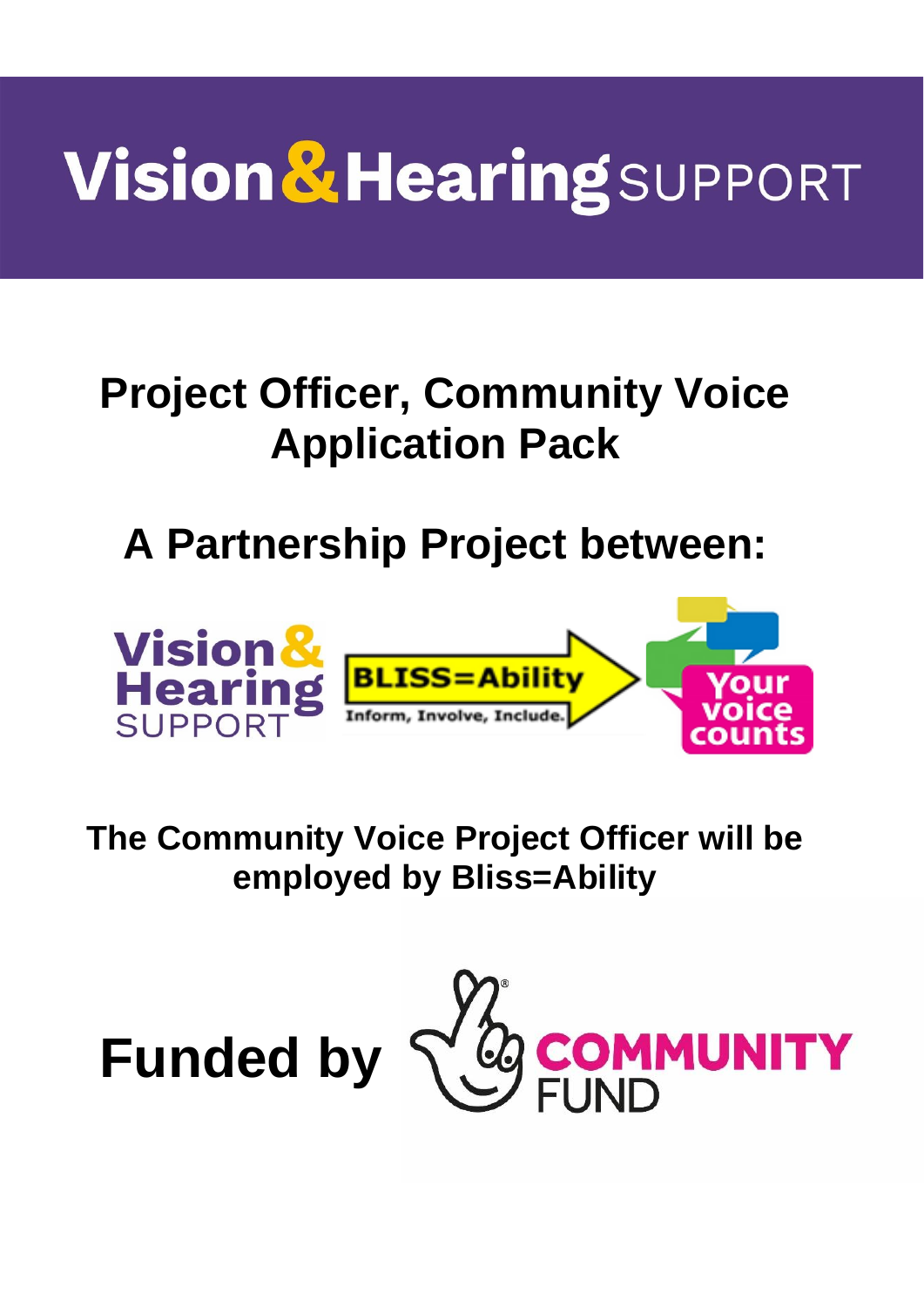# Vision & Hearing SUPPORT

## Project Officer, Community Voice Application Pack

## A Partnership Project between:

Vision & Hearing SUPPORT

BLISS=Ability
Inform, Involve, Include.

Your voice counts

**The Community Voice Project Officer will be employed by Bliss=Ability**

**Funded by** COMMUNITY FUND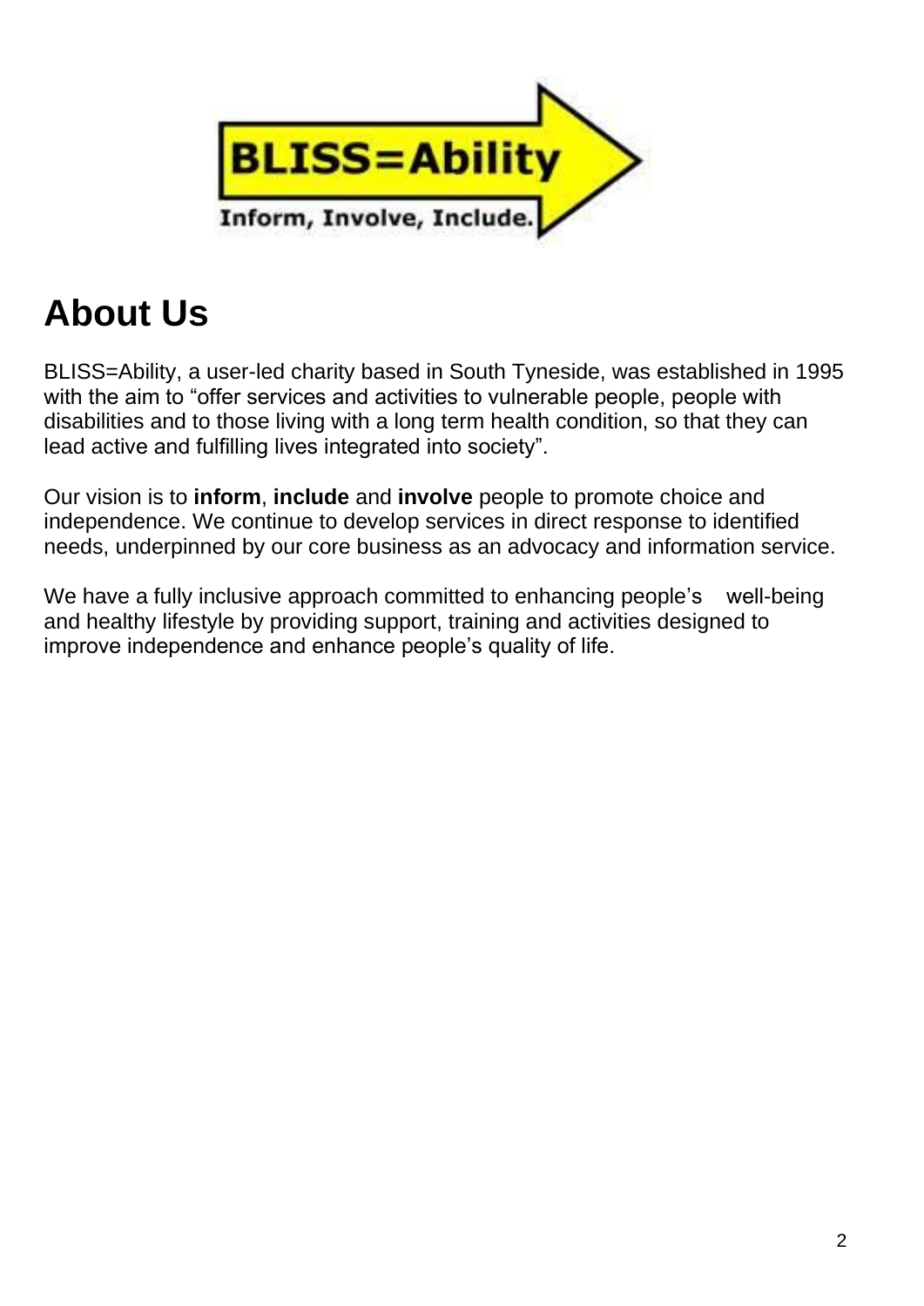BLISS=Ability

Inform, Involve, Include.

# About Us

BLISS=Ability, a user-led charity based in South Tyneside, was established in 1995 with the aim to "offer services and activities to vulnerable people, people with disabilities and to those living with a long term health condition, so that they can lead active and fulfilling lives integrated into society".

Our vision is to **inform**, **include** and **involve** people to promote choice and independence. We continue to develop services in direct response to identified needs, underpinned by our core business as an advocacy and information service.

We have a fully inclusive approach committed to enhancing people's well-being and healthy lifestyle by providing support, training and activities designed to improve independence and enhance people's quality of life.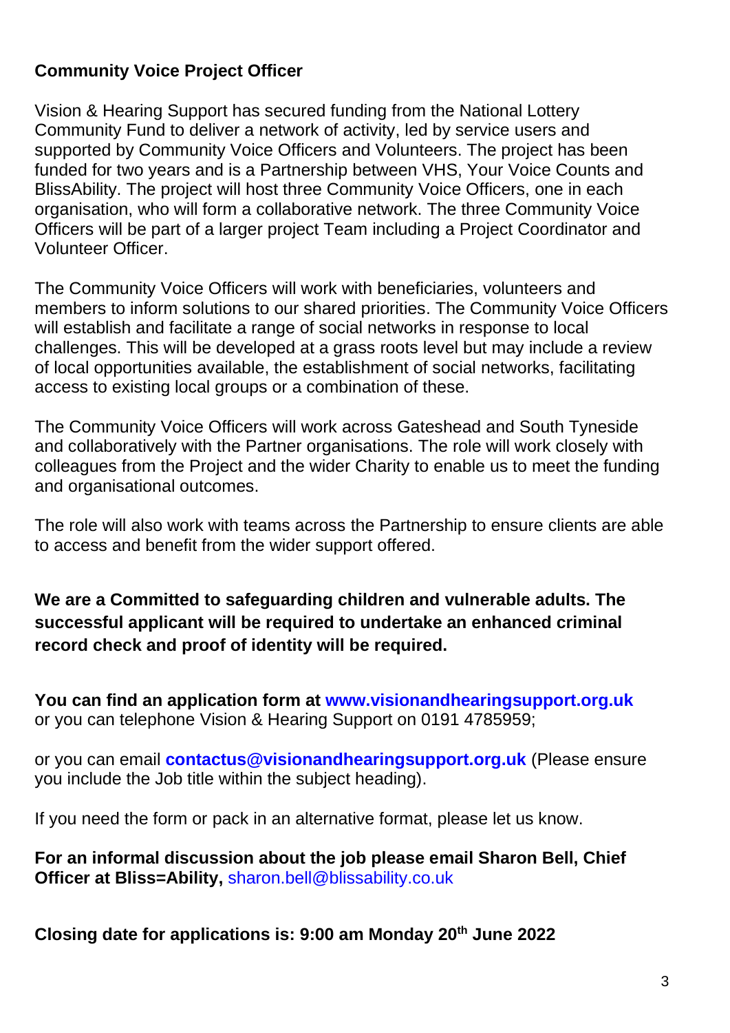**Community Voice Project Officer**

Vision & Hearing Support has secured funding from the National Lottery Community Fund to deliver a network of activity, led by service users and supported by Community Voice Officers and Volunteers. The project has been funded for two years and is a Partnership between VHS, Your Voice Counts and BlissAbility. The project will host three Community Voice Officers, one in each organisation, who will form a collaborative network. The three Community Voice Officers will be part of a larger project Team including a Project Coordinator and Volunteer Officer.

The Community Voice Officers will work with beneficiaries, volunteers and members to inform solutions to our shared priorities. The Community Voice Officers will establish and facilitate a range of social networks in response to local challenges. This will be developed at a grass roots level but may include a review of local opportunities available, the establishment of social networks, facilitating access to existing local groups or a combination of these.

The Community Voice Officers will work across Gateshead and South Tyneside and collaboratively with the Partner organisations. The role will work closely with colleagues from the Project and the wider Charity to enable us to meet the funding and organisational outcomes.

The role will also work with teams across the Partnership to ensure clients are able to access and benefit from the wider support offered.

**We are a Committed to safeguarding children and vulnerable adults. The successful applicant will be required to undertake an enhanced criminal record check and proof of identity will be required.**

**You can find an application form at www.visionandhearingsupport.org.uk** or you can telephone Vision & Hearing Support on 0191 4785959;

or you can email **contactus@visionandhearingsupport.org.uk** (Please ensure you include the Job title within the subject heading).

If you need the form or pack in an alternative format, please let us know.

**For an informal discussion about the job please email Sharon Bell, Chief Officer at Bliss=Ability,** sharon.bell@blissability.co.uk

**Closing date for applications is: 9:00 am Monday 20th June 2022**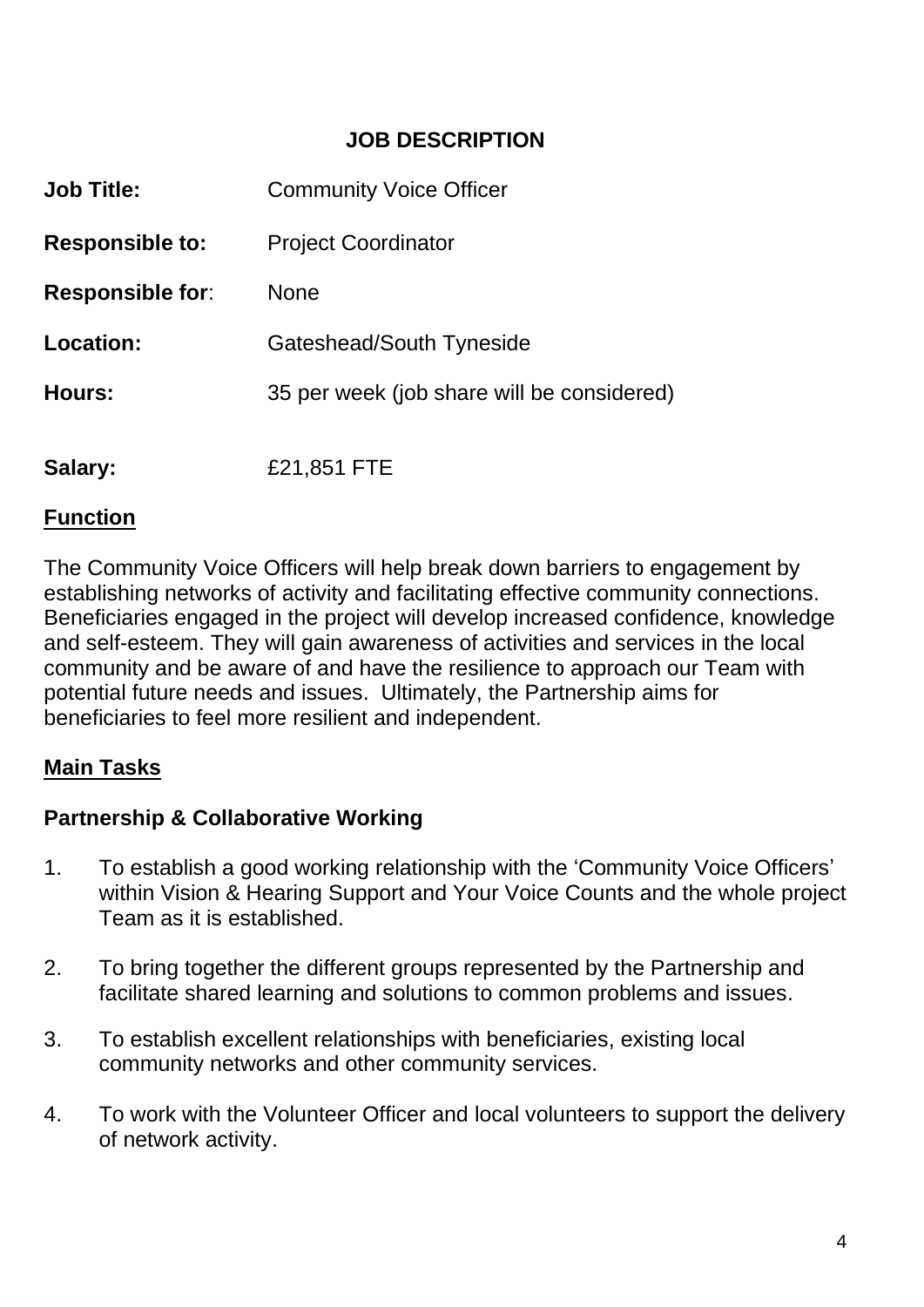# JOB DESCRIPTION

**Job Title:** Community Voice Officer

**Responsible to:** Project Coordinator

**Responsible for:** None

**Location:** Gateshead/South Tyneside

**Hours:** 35 per week (job share will be considered)

**Salary:** £21,851 FTE

## Function

The Community Voice Officers will help break down barriers to engagement by establishing networks of activity and facilitating effective community connections. Beneficiaries engaged in the project will develop increased confidence, knowledge and self-esteem. They will gain awareness of activities and services in the local community and be aware of and have the resilience to approach our Team with potential future needs and issues. Ultimately, the Partnership aims for beneficiaries to feel more resilient and independent.

## Main Tasks

### Partnership & Collaborative Working

1. To establish a good working relationship with the 'Community Voice Officers' within Vision & Hearing Support and Your Voice Counts and the whole project Team as it is established.
2. To bring together the different groups represented by the Partnership and facilitate shared learning and solutions to common problems and issues.
3. To establish excellent relationships with beneficiaries, existing local community networks and other community services.
4. To work with the Volunteer Officer and local volunteers to support the delivery of network activity.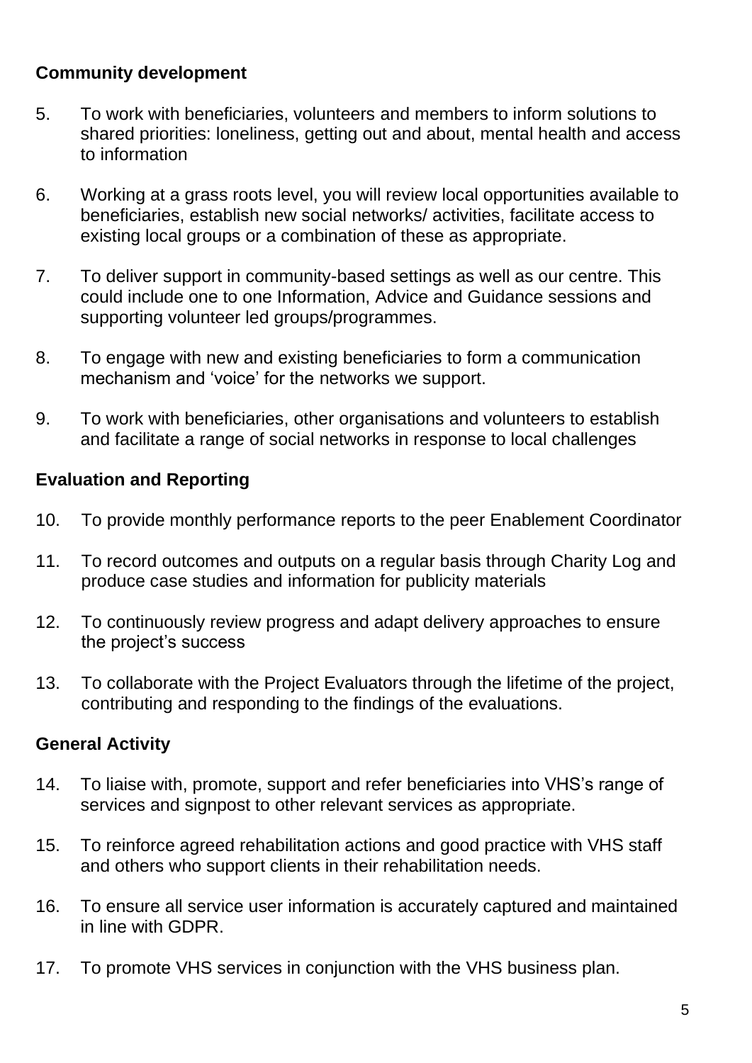**Community development**

5. To work with beneficiaries, volunteers and members to inform solutions to shared priorities: loneliness, getting out and about, mental health and access to information

6. Working at a grass roots level, you will review local opportunities available to beneficiaries, establish new social networks/ activities, facilitate access to existing local groups or a combination of these as appropriate.

7. To deliver support in community-based settings as well as our centre. This could include one to one Information, Advice and Guidance sessions and supporting volunteer led groups/programmes.

8. To engage with new and existing beneficiaries to form a communication mechanism and 'voice' for the networks we support.

9. To work with beneficiaries, other organisations and volunteers to establish and facilitate a range of social networks in response to local challenges

**Evaluation and Reporting**

10. To provide monthly performance reports to the peer Enablement Coordinator

11. To record outcomes and outputs on a regular basis through Charity Log and produce case studies and information for publicity materials

12. To continuously review progress and adapt delivery approaches to ensure the project's success

13. To collaborate with the Project Evaluators through the lifetime of the project, contributing and responding to the findings of the evaluations.

**General Activity**

14. To liaise with, promote, support and refer beneficiaries into VHS's range of services and signpost to other relevant services as appropriate.

15. To reinforce agreed rehabilitation actions and good practice with VHS staff and others who support clients in their rehabilitation needs.

16. To ensure all service user information is accurately captured and maintained in line with GDPR.

17. To promote VHS services in conjunction with the VHS business plan.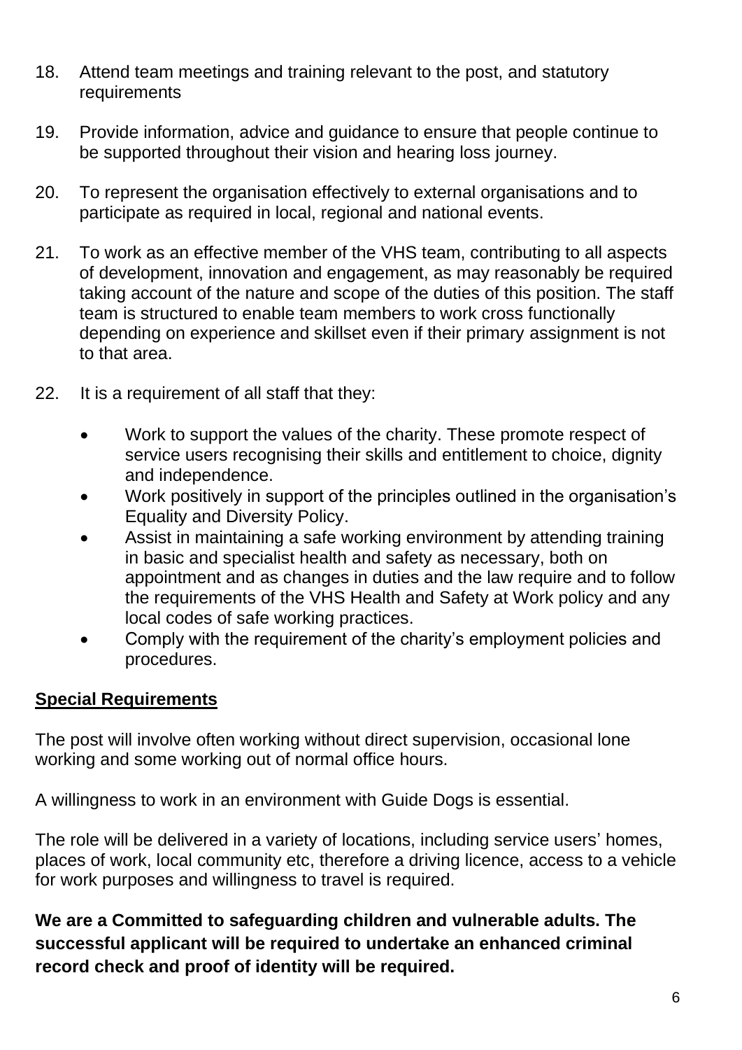18. Attend team meetings and training relevant to the post, and statutory requirements

19. Provide information, advice and guidance to ensure that people continue to be supported throughout their vision and hearing loss journey.

20. To represent the organisation effectively to external organisations and to participate as required in local, regional and national events.

21. To work as an effective member of the VHS team, contributing to all aspects of development, innovation and engagement, as may reasonably be required taking account of the nature and scope of the duties of this position. The staff team is structured to enable team members to work cross functionally depending on experience and skillset even if their primary assignment is not to that area.

22. It is a requirement of all staff that they:

    - Work to support the values of the charity. These promote respect of service users recognising their skills and entitlement to choice, dignity and independence.
    - Work positively in support of the principles outlined in the organisation's Equality and Diversity Policy.
    - Assist in maintaining a safe working environment by attending training in basic and specialist health and safety as necessary, both on appointment and as changes in duties and the law require and to follow the requirements of the VHS Health and Safety at Work policy and any local codes of safe working practices.
    - Comply with the requirement of the charity's employment policies and procedures.

## Special Requirements

The post will involve often working without direct supervision, occasional lone working and some working out of normal office hours.

A willingness to work in an environment with Guide Dogs is essential.

The role will be delivered in a variety of locations, including service users' homes, places of work, local community etc, therefore a driving licence, access to a vehicle for work purposes and willingness to travel is required.

**We are a Committed to safeguarding children and vulnerable adults. The successful applicant will be required to undertake an enhanced criminal record check and proof of identity will be required.**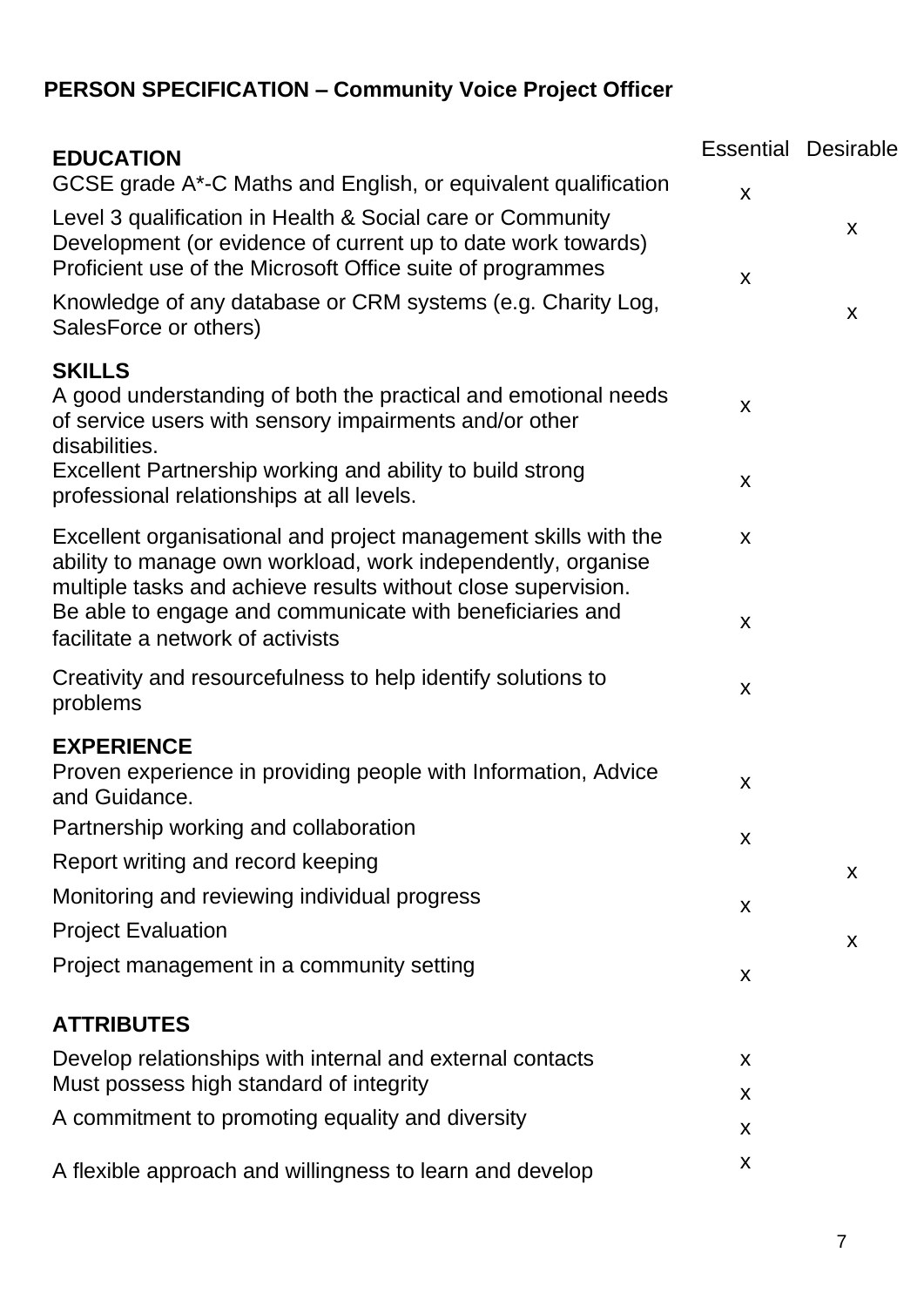# PERSON SPECIFICATION – Community Voice Project Officer

| | Essential | Desirable |
|---|---|---|
| **EDUCATION** | | |
| GCSE grade A*-C Maths and English, or equivalent qualification | x | |
| Level 3 qualification in Health & Social care or Community Development (or evidence of current up to date work towards) | | x |
| Proficient use of the Microsoft Office suite of programmes | x | |
| Knowledge of any database or CRM systems (e.g. Charity Log, SalesForce or others) | | x |
| **SKILLS** | | |
| A good understanding of both the practical and emotional needs of service users with sensory impairments and/or other disabilities. | x | |
| Excellent Partnership working and ability to build strong professional relationships at all levels. | x | |
| Excellent organisational and project management skills with the ability to manage own workload, work independently, organise multiple tasks and achieve results without close supervision. | x | |
| Be able to engage and communicate with beneficiaries and facilitate a network of activists | x | |
| Creativity and resourcefulness to help identify solutions to problems | x | |
| **EXPERIENCE** | | |
| Proven experience in providing people with Information, Advice and Guidance. | x | |
| Partnership working and collaboration | x | |
| Report writing and record keeping | | x |
| Monitoring and reviewing individual progress | x | |
| Project Evaluation | | x |
| Project management in a community setting | x | |
| **ATTRIBUTES** | | |
| Develop relationships with internal and external contacts | x | |
| Must possess high standard of integrity | x | |
| A commitment to promoting equality and diversity | x | |
| A flexible approach and willingness to learn and develop | x | |